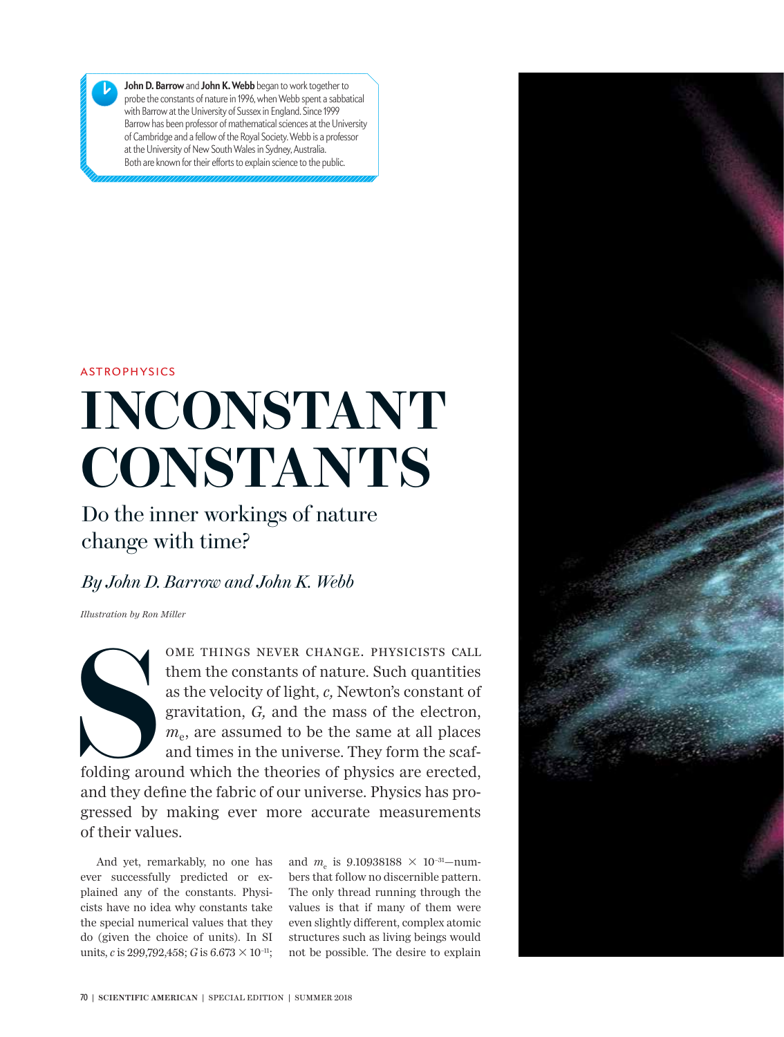**John D. Barrow** and **John K. Webb** began to work together to probe the constants of nature in 1996, when Webb spent a sabbatical with Barrow at the University of Sussex in England. Since 1999 Barrow has been professor of mathematical sciences at the University of Cambridge and a fellow of the Royal Society. Webb is a professor at the University of New South Wales in Sydney, Australia. Both are known for their efforts to explain science to the public.

ASTROPHYSICS

# INCONSTANT CONSTANTS

## Do the inner workings of nature change with time?

*By John D. Barrow and John K. Webb*

*Illustration by Ron Miller*

SOME THINGS NEVER CHANGE. PHYSICISTS CALL them the constants of nature. Such quantities as the velocity of light, *c,* Newton's constant of gravitation, *G,* and the mass of the electron, $m_e$, are assumed to be the same at all places and times in the universe. They form the scaffolding around which the theories of physics are erected, and they define the fabric of our universe. Physics has progressed by making ever more accurate measurements of their values.

And yet, remarkably, no one has ever successfully predicted or explained any of the constants. Physicists have no idea why constants take the special numerical values that they do (given the choice of units). In SI units, *c* is 299,792,458; *G* is $6.673 \times 10^{-11}$; and $m_e$ is $9.10938188 \times 10^{-31}$—numbers that follow no discernible pattern. The only thread running through the values is that if many of them were even slightly different, complex atomic structures such as living beings would not be possible. The desire to explain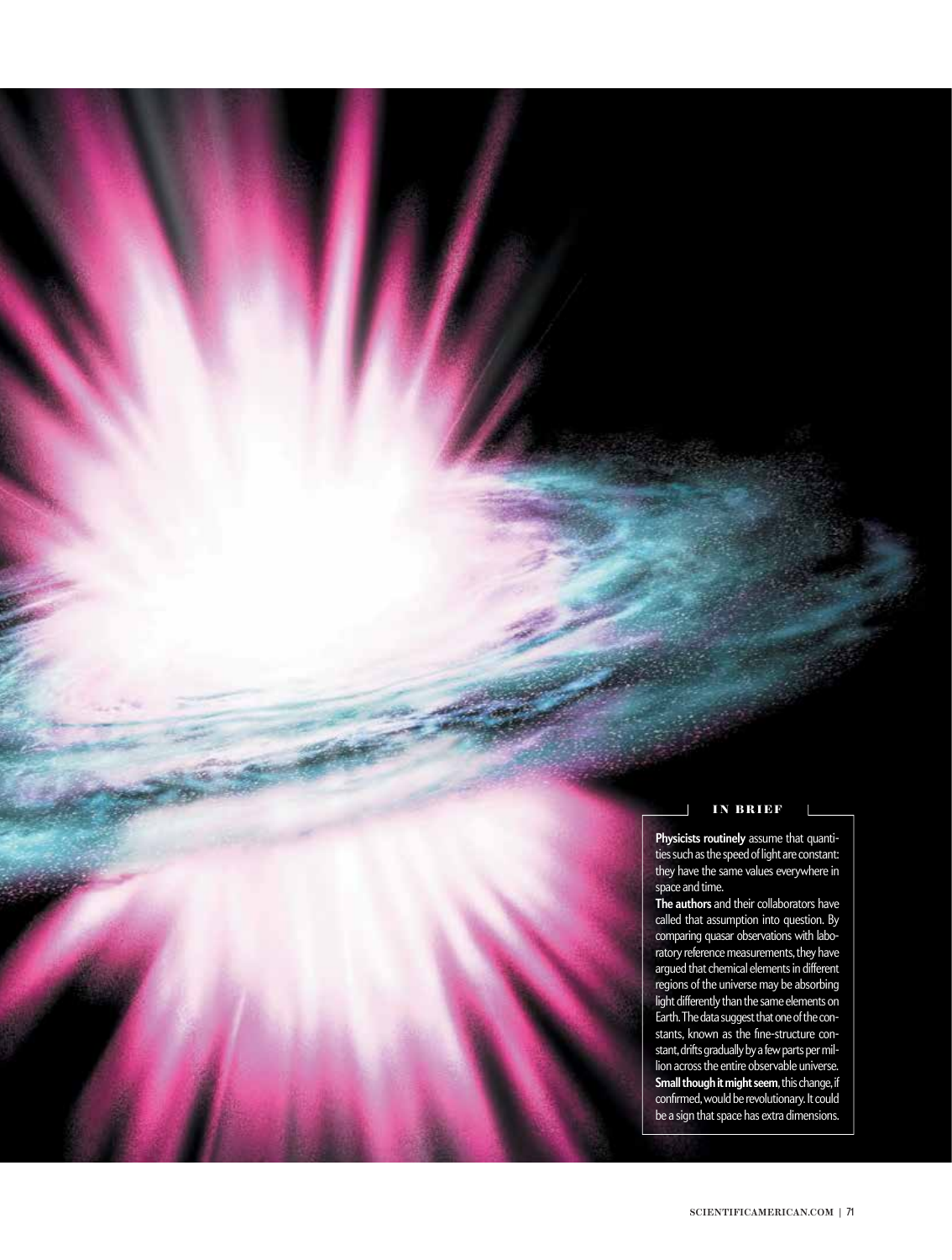## IN BRIEF

**Physicists routinely** assume that quantities such as the speed of light are constant: they have the same values everywhere in space and time.

**The authors** and their collaborators have called that assumption into question. By comparing quasar observations with laboratory reference measurements, they have argued that chemical elements in different regions of the universe may be absorbing light differently than the same elements on Earth. The data suggest that one of the constants, known as the fine-structure constant, drifts gradually by a few parts per million across the entire observable universe.

**Small though it might seem**, this change, if confirmed, would be revolutionary. It could be a sign that space has extra dimensions.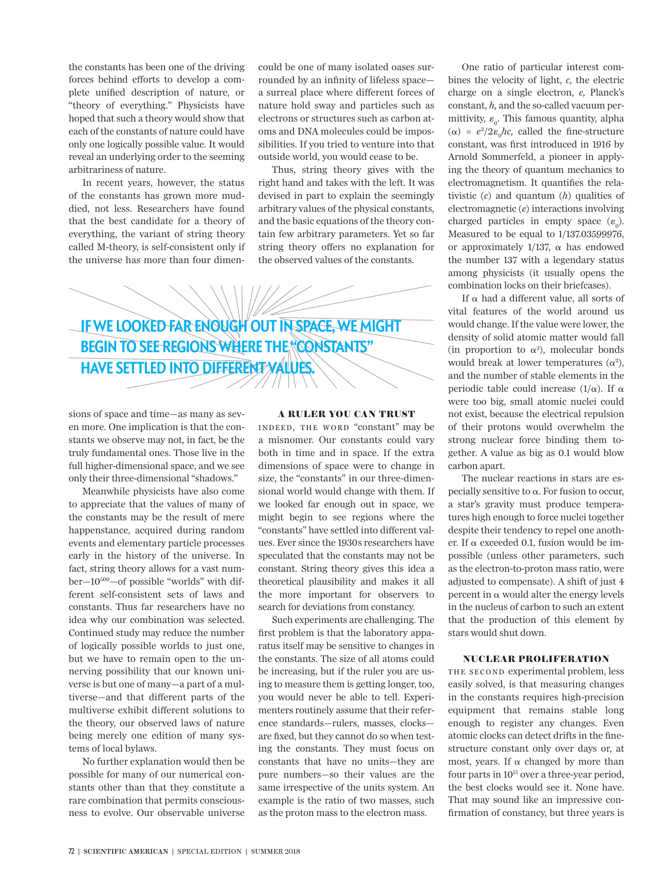the constants has been one of the driving forces behind efforts to develop a complete unified description of nature, or "theory of everything." Physicists have hoped that such a theory would show that each of the constants of nature could have only one logically possible value. It would reveal an underlying order to the seeming arbitrariness of nature.

In recent years, however, the status of the constants has grown more muddied, not less. Researchers have found that the best candidate for a theory of everything, the variant of string theory called M-theory, is self-consistent only if the universe has more than four dimensions of space and time—as many as seven more. One implication is that the constants we observe may not, in fact, be the truly fundamental ones. Those live in the full higher-dimensional space, and we see only their three-dimensional "shadows."

Meanwhile physicists have also come to appreciate that the values of many of the constants may be the result of mere happenstance, acquired during random events and elementary particle processes early in the history of the universe. In fact, string theory allows for a vast number—$10^{500}$—of possible "worlds" with different self-consistent sets of laws and constants. Thus far researchers have no idea why our combination was selected. Continued study may reduce the number of logically possible worlds to just one, but we have to remain open to the unnerving possibility that our known universe is but one of many—a part of a multiverse—and that different parts of the multiverse exhibit different solutions to the theory, our observed laws of nature being merely one edition of many systems of local bylaws.

No further explanation would then be possible for many of our numerical constants other than that they constitute a rare combination that permits consciousness to evolve. Our observable universe could be one of many isolated oases surrounded by an infinity of lifeless space—a surreal place where different forces of nature hold sway and particles such as electrons or structures such as carbon atoms and DNA molecules could be impossibilities. If you tried to venture into that outside world, you would cease to be.

Thus, string theory gives with the right hand and takes with the left. It was devised in part to explain the seemingly arbitrary values of the physical constants, and the basic equations of the theory contain few arbitrary parameters. Yet so far string theory offers no explanation for the observed values of the constants.

**IF WE LOOKED FAR ENOUGH OUT IN SPACE, WE MIGHT BEGIN TO SEE REGIONS WHERE THE "CONSTANTS" HAVE SETTLED INTO DIFFERENT VALUES.**

### A RULER YOU CAN TRUST

INDEED, THE WORD "constant" may be a misnomer. Our constants could vary both in time and in space. If the extra dimensions of space were to change in size, the "constants" in our three-dimensional world would change with them. If we looked far enough out in space, we might begin to see regions where the "constants" have settled into different values. Ever since the 1930s researchers have speculated that the constants may not be constant. String theory gives this idea a theoretical plausibility and makes it all the more important for observers to search for deviations from constancy.

Such experiments are challenging. The first problem is that the laboratory apparatus itself may be sensitive to changes in the constants. The size of all atoms could be increasing, but if the ruler you are using to measure them is getting longer, too, you would never be able to tell. Experimenters routinely assume that their reference standards—rulers, masses, clocks—are fixed, but they cannot do so when testing the constants. They must focus on constants that have no units—they are pure numbers—so their values are the same irrespective of the units system. An example is the ratio of two masses, such as the proton mass to the electron mass.

One ratio of particular interest combines the velocity of light, *c,* the electric charge on a single electron, *e,* Planck's constant, *h,* and the so-called vacuum permittivity, $\varepsilon_0$. This famous quantity, alpha $(\alpha) = e^2/2\varepsilon_0 hc$, called the fine-structure constant, was first introduced in 1916 by Arnold Sommerfeld, a pioneer in applying the theory of quantum mechanics to electromagnetism. It quantifies the relativistic ($c$) and quantum ($h$) qualities of electromagnetic ($e$) interactions involving charged particles in empty space ($\varepsilon_0$). Measured to be equal to 1/137.03599976, or approximately 1/137, $\alpha$ has endowed the number 137 with a legendary status among physicists (it usually opens the combination locks on their briefcases).

If $\alpha$ had a different value, all sorts of vital features of the world around us would change. If the value were lower, the density of solid atomic matter would fall (in proportion to $\alpha^3$), molecular bonds would break at lower temperatures ($\alpha^2$), and the number of stable elements in the periodic table could increase ($1/\alpha$). If $\alpha$ were too big, small atomic nuclei could not exist, because the electrical repulsion of their protons would overwhelm the strong nuclear force binding them together. A value as big as 0.1 would blow carbon apart.

The nuclear reactions in stars are especially sensitive to $\alpha$. For fusion to occur, a star's gravity must produce temperatures high enough to force nuclei together despite their tendency to repel one another. If $\alpha$ exceeded 0.1, fusion would be impossible (unless other parameters, such as the electron-to-proton mass ratio, were adjusted to compensate). A shift of just 4 percent in $\alpha$ would alter the energy levels in the nucleus of carbon to such an extent that the production of this element by stars would shut down.

### NUCLEAR PROLIFERATION

THE SECOND experimental problem, less easily solved, is that measuring changes in the constants requires high-precision equipment that remains stable long enough to register any changes. Even atomic clocks can detect drifts in the fine-structure constant only over days or, at most, years. If $\alpha$ changed by more than four parts in $10^{15}$ over a three-year period, the best clocks would see it. None have. That may sound like an impressive confirmation of constancy, but three years is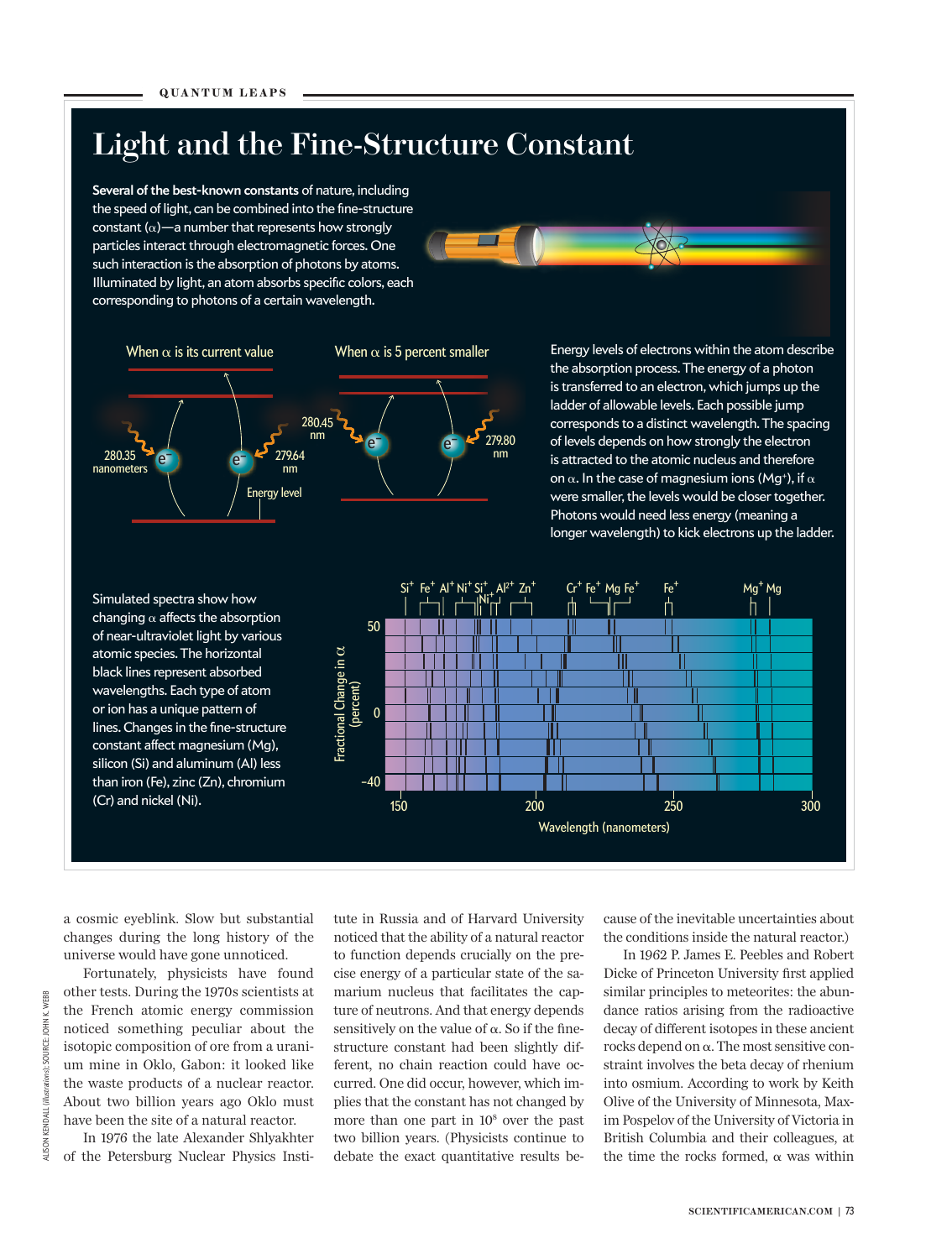# Light and the Fine-Structure Constant

**Several of the best-known constants** of nature, including the speed of light, can be combined into the fine-structure constant ($\alpha$)—a number that represents how strongly particles interact through electromagnetic forces. One such interaction is the absorption of photons by atoms. Illuminated by light, an atom absorbs specific colors, each corresponding to photons of a certain wavelength.

When $\alpha$ is its current value

280.35 nanometers

279.64 nm

Energy level

When $\alpha$ is 5 percent smaller

280.45 nm

279.80 nm

Energy levels of electrons within the atom describe the absorption process. The energy of a photon is transferred to an electron, which jumps up the ladder of allowable levels. Each possible jump corresponds to a distinct wavelength. The spacing of levels depends on how strongly the electron is attracted to the atomic nucleus and therefore on $\alpha$. In the case of magnesium ions ($Mg^+$), if $\alpha$ were smaller, the levels would be closer together. Photons would need less energy (meaning a longer wavelength) to kick electrons up the ladder.

Simulated spectra show how changing $\alpha$ affects the absorption of near-ultraviolet light by various atomic species. The horizontal black lines represent absorbed wavelengths. Each type of atom or ion has a unique pattern of lines. Changes in the fine-structure constant affect magnesium (Mg), silicon (Si) and aluminum (Al) less than iron (Fe), zinc (Zn), chromium (Cr) and nickel (Ni).

$Si^+$ $Fe^+$ $Al^+$ $Ni^+$ $Si^+$ $Ni^+$ $Al^{2+}$ $Zn^+$ $Cr^+$ $Fe^+$ Mg $Fe^+$ $Fe^+$ $Mg^+$ Mg

Fractional Change in $\alpha$ (percent)

50

0

–40

150 200 250 300

Wavelength (nanometers)

a cosmic eyeblink. Slow but substantial changes during the long history of the universe would have gone unnoticed.

Fortunately, physicists have found other tests. During the 1970s scientists at the French atomic energy commission noticed something peculiar about the isotopic composition of ore from a uranium mine in Oklo, Gabon: it looked like the waste products of a nuclear reactor. About two billion years ago Oklo must have been the site of a natural reactor.

In 1976 the late Alexander Shlyakhter of the Petersburg Nuclear Physics Institute in Russia and of Harvard University noticed that the ability of a natural reactor to function depends crucially on the precise energy of a particular state of the samarium nucleus that facilitates the capture of neutrons. And that energy depends sensitively on the value of $\alpha$. So if the fine-structure constant had been slightly different, no chain reaction could have occurred. One did occur, however, which implies that the constant has not changed by more than one part in $10^8$ over the past two billion years. (Physicists continue to debate the exact quantitative results because of the inevitable uncertainties about the conditions inside the natural reactor.)

In 1962 P. James E. Peebles and Robert Dicke of Princeton University first applied similar principles to meteorites: the abundance ratios arising from the radioactive decay of different isotopes in these ancient rocks depend on $\alpha$. The most sensitive constraint involves the beta decay of rhenium into osmium. According to work by Keith Olive of the University of Minnesota, Maxim Pospelov of the University of Victoria in British Columbia and their colleagues, at the time the rocks formed, $\alpha$ was within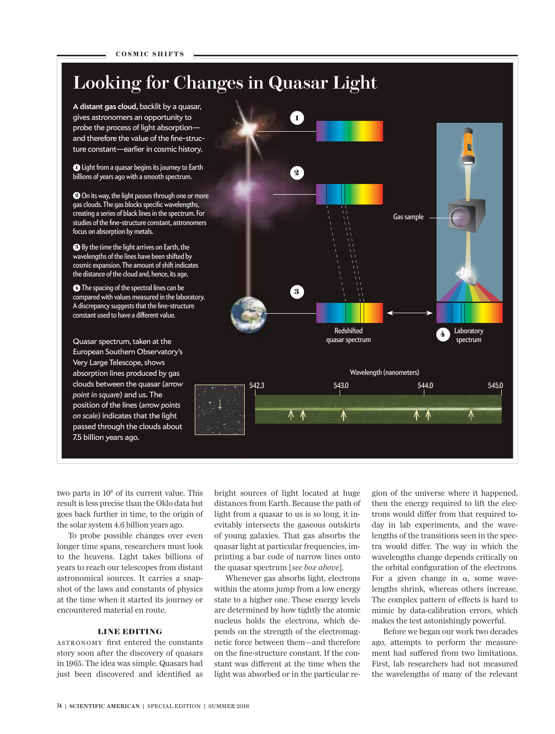# Looking for Changes in Quasar Light

**A distant gas cloud,** backlit by a quasar, gives astronomers an opportunity to probe the process of light absorption—and therefore the value of the fine-structure constant—earlier in cosmic history.

❶ Light from a quasar begins its journey to Earth billions of years ago with a smooth spectrum.

❷ On its way, the light passes through one or more gas clouds. The gas blocks specific wavelengths, creating a series of black lines in the spectrum. For studies of the fine-structure constant, astronomers focus on absorption by metals.

❸ By the time the light arrives on Earth, the wavelengths of the lines have been shifted by cosmic expansion. The amount of shift indicates the distance of the cloud and, hence, its age.

❹ The spacing of the spectral lines can be compared with values measured in the laboratory. A discrepancy suggests that the fine-structure constant used to have a different value.

1

2

Gas sample

3

Redshifted quasar spectrum

4 Laboratory spectrum

Quasar spectrum, taken at the European Southern Observatory's Very Large Telescope, shows absorption lines produced by gas clouds between the quasar (*arrow point in square*) and us. The position of the lines (*arrow points on scale*) indicates that the light passed through the clouds about 7.5 billion years ago.

Wavelength (nanometers)

542.3

543.0

544.0

545.0

two parts in $10^6$ of its current value. This result is less precise than the Oklo data but goes back further in time, to the origin of the solar system 4.6 billion years ago.

To probe possible changes over even longer time spans, researchers must look to the heavens. Light takes billions of years to reach our telescopes from distant astronomical sources. It carries a snapshot of the laws and constants of physics at the time when it started its journey or encountered material en route.

## LINE EDITING

ASTRONOMY first entered the constants story soon after the discovery of quasars in 1965. The idea was simple. Quasars had just been discovered and identified as bright sources of light located at huge distances from Earth. Because the path of light from a quasar to us is so long, it inevitably intersects the gaseous outskirts of young galaxies. That gas absorbs the quasar light at particular frequencies, imprinting a bar code of narrow lines onto the quasar spectrum [*see box above*].

Whenever gas absorbs light, electrons within the atoms jump from a low energy state to a higher one. These energy levels are determined by how tightly the atomic nucleus holds the electrons, which depends on the strength of the electromagnetic force between them—and therefore on the fine-structure constant. If the constant was different at the time when the light was absorbed or in the particular region of the universe where it happened, then the energy required to lift the electrons would differ from that required today in lab experiments, and the wavelengths of the transitions seen in the spectra would differ. The way in which the wavelengths change depends critically on the orbital configuration of the electrons. For a given change in $\alpha$, some wavelengths shrink, whereas others increase. The complex pattern of effects is hard to mimic by data-calibration errors, which makes the test astonishingly powerful.

Before we began our work two decades ago, attempts to perform the measurement had suffered from two limitations. First, lab researchers had not measured the wavelengths of many of the relevant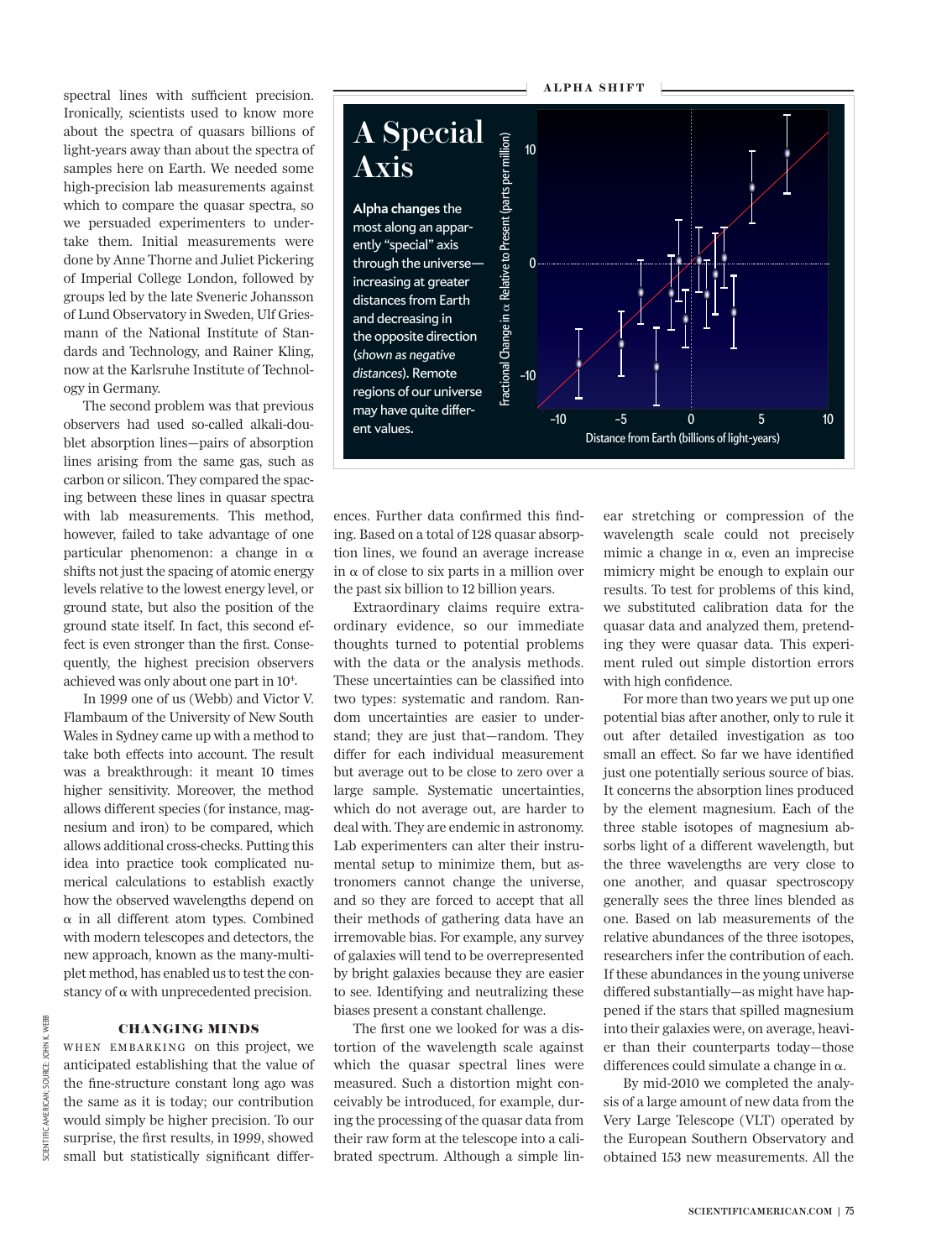spectral lines with sufficient precision. Ironically, scientists used to know more about the spectra of quasars billions of light-years away than about the spectra of samples here on Earth. We needed some high-precision lab measurements against which to compare the quasar spectra, so we persuaded experimenters to undertake them. Initial measurements were done by Anne Thorne and Juliet Pickering of Imperial College London, followed by groups led by the late Sveneric Johansson of Lund Observatory in Sweden, Ulf Griesmann of the National Institute of Standards and Technology, and Rainer Kling, now at the Karlsruhe Institute of Technology in Germany.

The second problem was that previous observers had used so-called alkali-doublet absorption lines—pairs of absorption lines arising from the same gas, such as carbon or silicon. They compared the spacing between these lines in quasar spectra with lab measurements. This method, however, failed to take advantage of one particular phenomenon: a change in $\alpha$ shifts not just the spacing of atomic energy levels relative to the lowest energy level, or ground state, but also the position of the ground state itself. In fact, this second effect is even stronger than the first. Consequently, the highest precision observers achieved was only about one part in $10^4$.

In 1999 one of us (Webb) and Victor V. Flambaum of the University of New South Wales in Sydney came up with a method to take both effects into account. The result was a breakthrough: it meant 10 times higher sensitivity. Moreover, the method allows different species (for instance, magnesium and iron) to be compared, which allows additional cross-checks. Putting this idea into practice took complicated numerical calculations to establish exactly how the observed wavelengths depend on $\alpha$ in all different atom types. Combined with modern telescopes and detectors, the new approach, known as the many-multiplet method, has enabled us to test the constancy of $\alpha$ with unprecedented precision.

### CHANGING MINDS

WHEN EMBARKING on this project, we anticipated establishing that the value of the fine-structure constant long ago was the same as it is today; our contribution would simply be higher precision. To our surprise, the first results, in 1999, showed small but statistically significant differences. Further data confirmed this finding. Based on a total of 128 quasar absorption lines, we found an average increase in $\alpha$ of close to six parts in a million over the past six billion to 12 billion years.

Extraordinary claims require extraordinary evidence, so our immediate thoughts turned to potential problems with the data or the analysis methods. These uncertainties can be classified into two types: systematic and random. Random uncertainties are easier to understand; they are just that—random. They differ for each individual measurement but average out to be close to zero over a large sample. Systematic uncertainties, which do not average out, are harder to deal with. They are endemic in astronomy. Lab experimenters can alter their instrumental setup to minimize them, but astronomers cannot change the universe, and so they are forced to accept that all their methods of gathering data have an irremovable bias. For example, any survey of galaxies will tend to be overrepresented by bright galaxies because they are easier to see. Identifying and neutralizing these biases present a constant challenge.

The first one we looked for was a distortion of the wavelength scale against which the quasar spectral lines were measured. Such a distortion might conceivably be introduced, for example, during the processing of the quasar data from their raw form at the telescope into a calibrated spectrum. Although a simple linear stretching or compression of the wavelength scale could not precisely mimic a change in $\alpha$, even an imprecise mimicry might be enough to explain our results. To test for problems of this kind, we substituted calibration data for the quasar data and analyzed them, pretending they were quasar data. This experiment ruled out simple distortion errors with high confidence.

For more than two years we put up one potential bias after another, only to rule it out after detailed investigation as too small an effect. So far we have identified just one potentially serious source of bias. It concerns the absorption lines produced by the element magnesium. Each of the three stable isotopes of magnesium absorbs light of a different wavelength, but the three wavelengths are very close to one another, and quasar spectroscopy generally sees the three lines blended as one. Based on lab measurements of the relative abundances of the three isotopes, researchers infer the contribution of each. If these abundances in the young universe differed substantially—as might have happened if the stars that spilled magnesium into their galaxies were, on average, heavier than their counterparts today—those differences could simulate a change in $\alpha$.

By mid-2010 we completed the analysis of a large amount of new data from the Very Large Telescope (VLT) operated by the European Southern Observatory and obtained 153 new measurements. All the

ALPHA SHIFT

# A Special Axis

**Alpha changes** the most along an apparently "special" axis through the universe—increasing at greater distances from Earth and decreasing in the opposite direction (*shown as negative distances*). Remote regions of our universe may have quite different values.

SCIENTIFIC AMERICAN; SOURCE: JOHN K. WEBB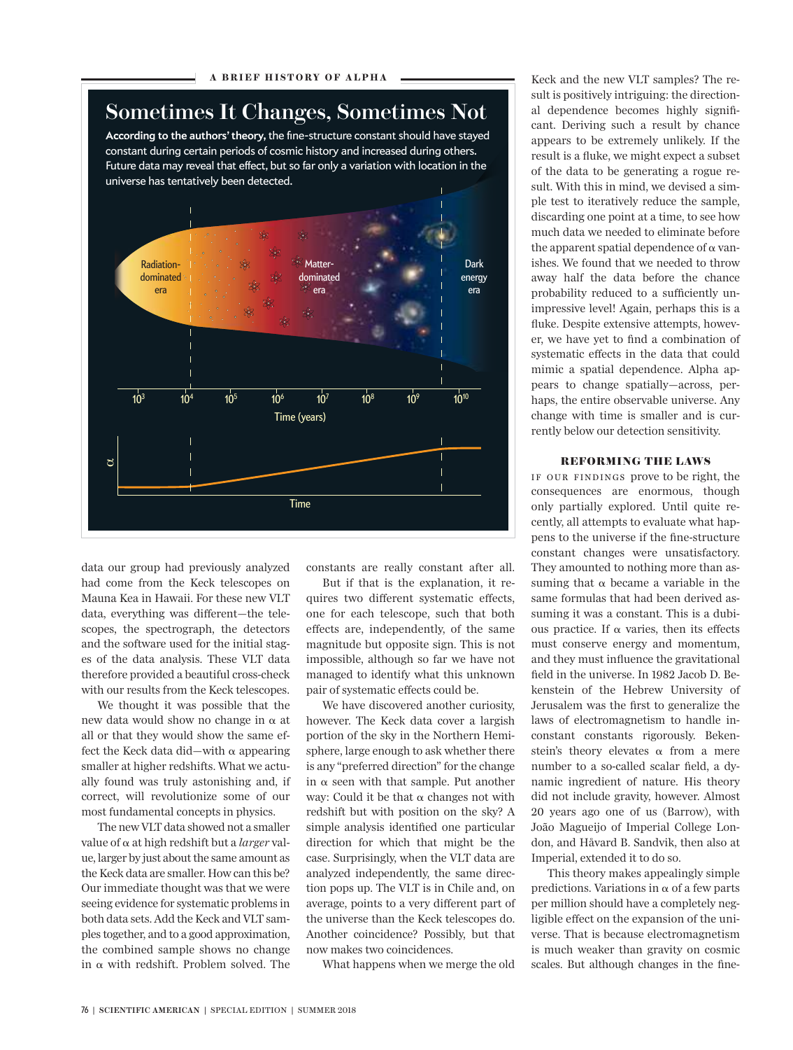A BRIEF HISTORY OF ALPHA

## Sometimes It Changes, Sometimes Not

**According to the authors' theory,** the fine-structure constant should have stayed constant during certain periods of cosmic history and increased during others. Future data may reveal that effect, but so far only a variation with location in the universe has tentatively been detected.

Radiation-dominated era

Matter-dominated era

Dark energy era

$10^3$ $10^4$ $10^5$ $10^6$ $10^7$ $10^8$ $10^9$ $10^{10}$

Time (years)

α

Time

data our group had previously analyzed had come from the Keck telescopes on Mauna Kea in Hawaii. For these new VLT data, everything was different—the telescopes, the spectrograph, the detectors and the software used for the initial stages of the data analysis. These VLT data therefore provided a beautiful cross-check with our results from the Keck telescopes.

We thought it was possible that the new data would show no change in α at all or that they would show the same effect the Keck data did—with α appearing smaller at higher redshifts. What we actually found was truly astonishing and, if correct, will revolutionize some of our most fundamental concepts in physics.

The new VLT data showed not a smaller value of α at high redshift but a *larger* value, larger by just about the same amount as the Keck data are smaller. How can this be? Our immediate thought was that we were seeing evidence for systematic problems in both data sets. Add the Keck and VLT samples together, and to a good approximation, the combined sample shows no change in α with redshift. Problem solved. The constants are really constant after all.

But if that is the explanation, it requires two different systematic effects, one for each telescope, such that both effects are, independently, of the same magnitude but opposite sign. This is not impossible, although so far we have not managed to identify what this unknown pair of systematic effects could be.

We have discovered another curiosity, however. The Keck data cover a largish portion of the sky in the Northern Hemisphere, large enough to ask whether there is any "preferred direction" for the change in α seen with that sample. Put another way: Could it be that α changes not with redshift but with position on the sky? A simple analysis identified one particular direction for which that might be the case. Surprisingly, when the VLT data are analyzed independently, the same direction pops up. The VLT is in Chile and, on average, points to a very different part of the universe than the Keck telescopes do. Another coincidence? Possibly, but that now makes two coincidences.

What happens when we merge the old Keck and the new VLT samples? The result is positively intriguing: the directional dependence becomes highly significant. Deriving such a result by chance appears to be extremely unlikely. If the result is a fluke, we might expect a subset of the data to be generating a rogue result. With this in mind, we devised a simple test to iteratively reduce the sample, discarding one point at a time, to see how much data we needed to eliminate before the apparent spatial dependence of α vanishes. We found that we needed to throw away half the data before the chance probability reduced to a sufficiently unimpressive level! Again, perhaps this is a fluke. Despite extensive attempts, however, we have yet to find a combination of systematic effects in the data that could mimic a spatial dependence. Alpha appears to change spatially—across, perhaps, the entire observable universe. Any change with time is smaller and is currently below our detection sensitivity.

### REFORMING THE LAWS

IF OUR FINDINGS prove to be right, the consequences are enormous, though only partially explored. Until quite recently, all attempts to evaluate what happens to the universe if the fine-structure constant changes were unsatisfactory. They amounted to nothing more than assuming that α became a variable in the same formulas that had been derived assuming it was a constant. This is a dubious practice. If α varies, then its effects must conserve energy and momentum, and they must influence the gravitational field in the universe. In 1982 Jacob D. Bekenstein of the Hebrew University of Jerusalem was the first to generalize the laws of electromagnetism to handle inconstant constants rigorously. Bekenstein's theory elevates α from a mere number to a so-called scalar field, a dynamic ingredient of nature. His theory did not include gravity, however. Almost 20 years ago one of us (Barrow), with João Magueijo of Imperial College London, and Håvard B. Sandvik, then also at Imperial, extended it to do so.

This theory makes appealingly simple predictions. Variations in α of a few parts per million should have a completely negligible effect on the expansion of the universe. That is because electromagnetism is much weaker than gravity on cosmic scales. But although changes in the fine-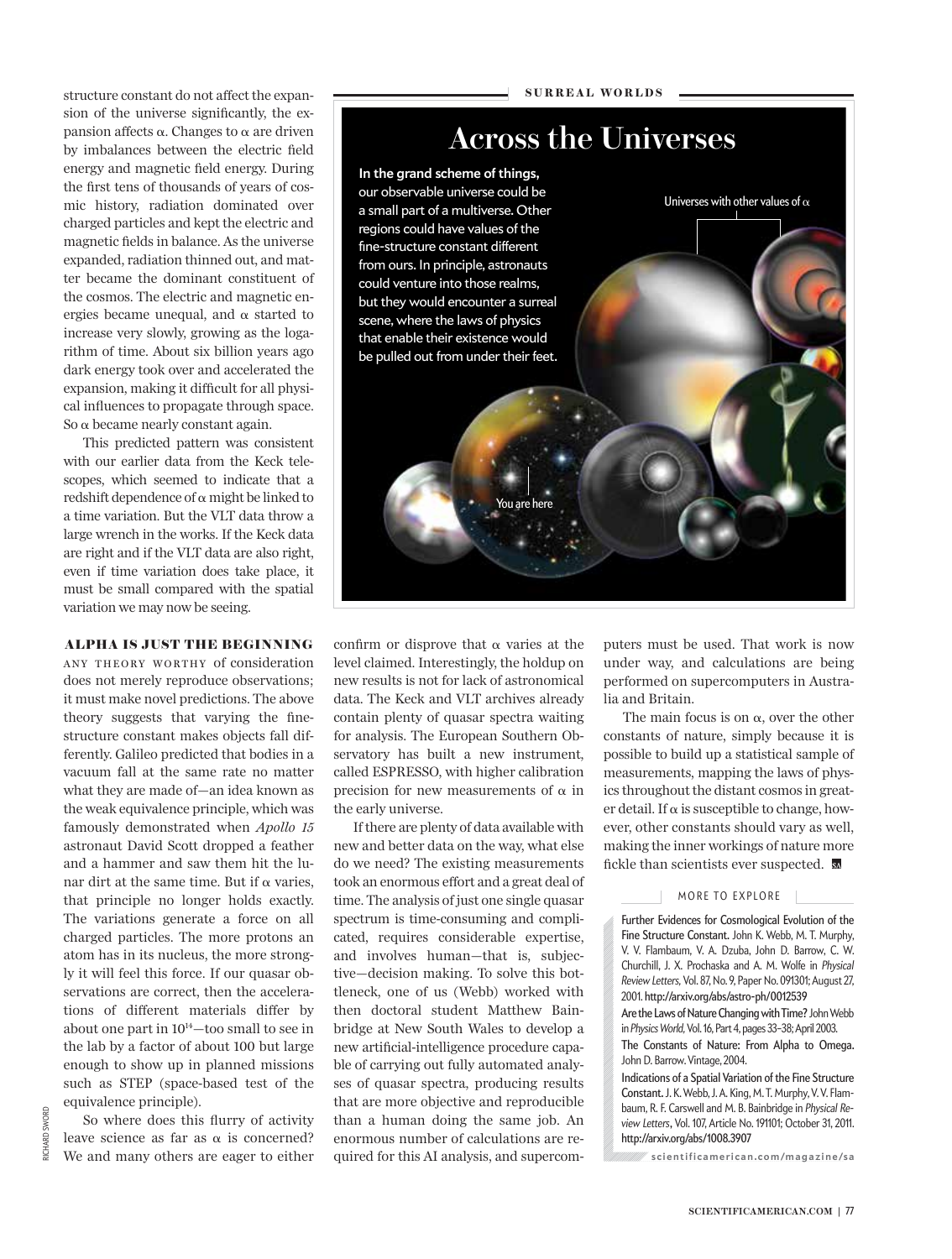structure constant do not affect the expansion of the universe significantly, the expansion affects $\alpha$. Changes to $\alpha$ are driven by imbalances between the electric field energy and magnetic field energy. During the first tens of thousands of years of cosmic history, radiation dominated over charged particles and kept the electric and magnetic fields in balance. As the universe expanded, radiation thinned out, and matter became the dominant constituent of the cosmos. The electric and magnetic energies became unequal, and $\alpha$ started to increase very slowly, growing as the logarithm of time. About six billion years ago dark energy took over and accelerated the expansion, making it difficult for all physical influences to propagate through space. So $\alpha$ became nearly constant again.

This predicted pattern was consistent with our earlier data from the Keck telescopes, which seemed to indicate that a redshift dependence of $\alpha$ might be linked to a time variation. But the VLT data throw a large wrench in the works. If the Keck data are right and if the VLT data are also right, even if time variation does take place, it must be small compared with the spatial variation we may now be seeing.

SURREAL WORLDS

## Across the Universes

**In the grand scheme of things,** our observable universe could be a small part of a multiverse. Other regions could have values of the fine-structure constant different from ours. In principle, astronauts could venture into those realms, but they would encounter a surreal scene, where the laws of physics that enable their existence would be pulled out from under their feet.

Universes with other values of $\alpha$

You are here

## ALPHA IS JUST THE BEGINNING

ANY THEORY WORTHY of consideration does not merely reproduce observations; it must make novel predictions. The above theory suggests that varying the fine-structure constant makes objects fall differently. Galileo predicted that bodies in a vacuum fall at the same rate no matter what they are made of—an idea known as the weak equivalence principle, which was famously demonstrated when *Apollo 15* astronaut David Scott dropped a feather and a hammer and saw them hit the lunar dirt at the same time. But if $\alpha$ varies, that principle no longer holds exactly. The variations generate a force on all charged particles. The more protons an atom has in its nucleus, the more strongly it will feel this force. If our quasar observations are correct, then the accelerations of different materials differ by about one part in $10^{14}$—too small to see in the lab by a factor of about 100 but large enough to show up in planned missions such as STEP (space-based test of the equivalence principle).

So where does this flurry of activity leave science as far as $\alpha$ is concerned? We and many others are eager to either confirm or disprove that $\alpha$ varies at the level claimed. Interestingly, the holdup on new results is not for lack of astronomical data. The Keck and VLT archives already contain plenty of quasar spectra waiting for analysis. The European Southern Observatory has built a new instrument, called ESPRESSO, with higher calibration precision for new measurements of $\alpha$ in the early universe.

If there are plenty of data available with new and better data on the way, what else do we need? The existing measurements took an enormous effort and a great deal of time. The analysis of just one single quasar spectrum is time-consuming and complicated, requires considerable expertise, and involves human—that is, subjective—decision making. To solve this bottleneck, one of us (Webb) worked with then doctoral student Matthew Bainbridge at New South Wales to develop a new artificial-intelligence procedure capable of carrying out fully automated analyses of quasar spectra, producing results that are more objective and reproducible than a human doing the same job. An enormous number of calculations are required for this AI analysis, and supercomputers must be used. That work is now under way, and calculations are being performed on supercomputers in Australia and Britain.

The main focus is on $\alpha$, over the other constants of nature, simply because it is possible to build up a statistical sample of measurements, mapping the laws of physics throughout the distant cosmos in greater detail. If $\alpha$ is susceptible to change, however, other constants should vary as well, making the inner workings of nature more fickle than scientists ever suspected.

### MORE TO EXPLORE

**Further Evidences for Cosmological Evolution of the Fine Structure Constant.** John K. Webb, M. T. Murphy, V. V. Flambaum, V. A. Dzuba, John D. Barrow, C. W. Churchill, J. X. Prochaska and A. M. Wolfe in *Physical Review Letters*, Vol. 87, No. 9, Paper No. 091301; August 27, 2001. http://arxiv.org/abs/astro-ph/0012539

**Are the Laws of Nature Changing with Time?** John Webb in *Physics World*, Vol. 16, Part 4, pages 33–38; April 2003.

**The Constants of Nature: From Alpha to Omega.** John D. Barrow. Vintage, 2004.

**Indications of a Spatial Variation of the Fine Structure Constant.** J. K. Webb, J. A. King, M. T. Murphy, V. V. Flambaum, R. F. Carswell and M. B. Bainbridge in *Physical Review Letters*, Vol. 107, Article No. 191101; October 31, 2011. http://arxiv.org/abs/1008.3907

scientificamerican.com/magazine/sa